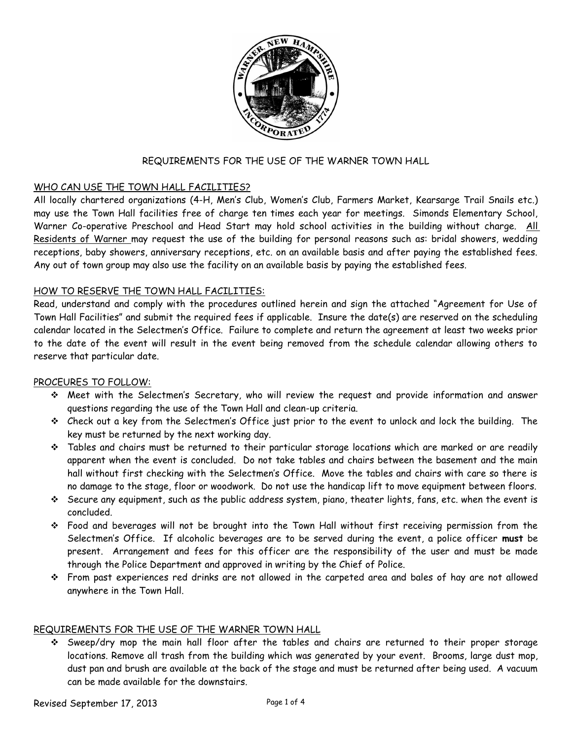# REQUIREMENTS FOR THE USE OF THE WARNER TOWN HALL

## WHO CAN USE THE TOWN HALL FACILITIES?

All locally chartered organizations (4-H, Men's Club, Women's Club, Farmers Market, Kearsarge Trail Snails etc.) may use the Town Hall facilities free of charge ten times each year for meetings. Simonds Elementary School, Warner Co-operative Preschool and Head Start may hold school activities in the building without charge. <u>All Residents of Warner</u> may request the use of the building for personal reasons such as: bridal showers, wedding receptions, baby showers, anniversary receptions, etc. on an available basis and after paying the established fees. Any out of town group may also use the facility on an available basis by paying the established fees.

## HOW TO RESERVE THE TOWN HALL FACILITIES:

Read, understand and comply with the procedures outlined herein and sign the attached "Agreement for Use of Town Hall Facilities" and submit the required fees if applicable. Insure the date(s) are reserved on the scheduling calendar located in the Selectmen's Office. Failure to complete and return the agreement at least two weeks prior to the date of the event will result in the event being removed from the schedule calendar allowing others to reserve that particular date.

## PROCEURES TO FOLLOW:

- Meet with the Selectmen's Secretary, who will review the request and provide information and answer questions regarding the use of the Town Hall and clean-up criteria.
- Check out a key from the Selectmen's Office just prior to the event to unlock and lock the building. The key must be returned by the next working day.
- Tables and chairs must be returned to their particular storage locations which are marked or are readily apparent when the event is concluded. Do not take tables and chairs between the basement and the main hall without first checking with the Selectmen's Office. Move the tables and chairs with care so there is no damage to the stage, floor or woodwork. Do not use the handicap lift to move equipment between floors.
- Secure any equipment, such as the public address system, piano, theater lights, fans, etc. when the event is concluded.
- Food and beverages will not be brought into the Town Hall without first receiving permission from the Selectmen's Office. If alcoholic beverages are to be served during the event, a police officer **must** be present. Arrangement and fees for this officer are the responsibility of the user and must be made through the Police Department and approved in writing by the Chief of Police.
- From past experiences red drinks are not allowed in the carpeted area and bales of hay are not allowed anywhere in the Town Hall.

## REQUIREMENTS FOR THE USE OF THE WARNER TOWN HALL

- Sweep/dry mop the main hall floor after the tables and chairs are returned to their proper storage locations. Remove all trash from the building which was generated by your event. Brooms, large dust mop, dust pan and brush are available at the back of the stage and must be returned after being used. A vacuum can be made available for the downstairs.

Revised September 17, 2013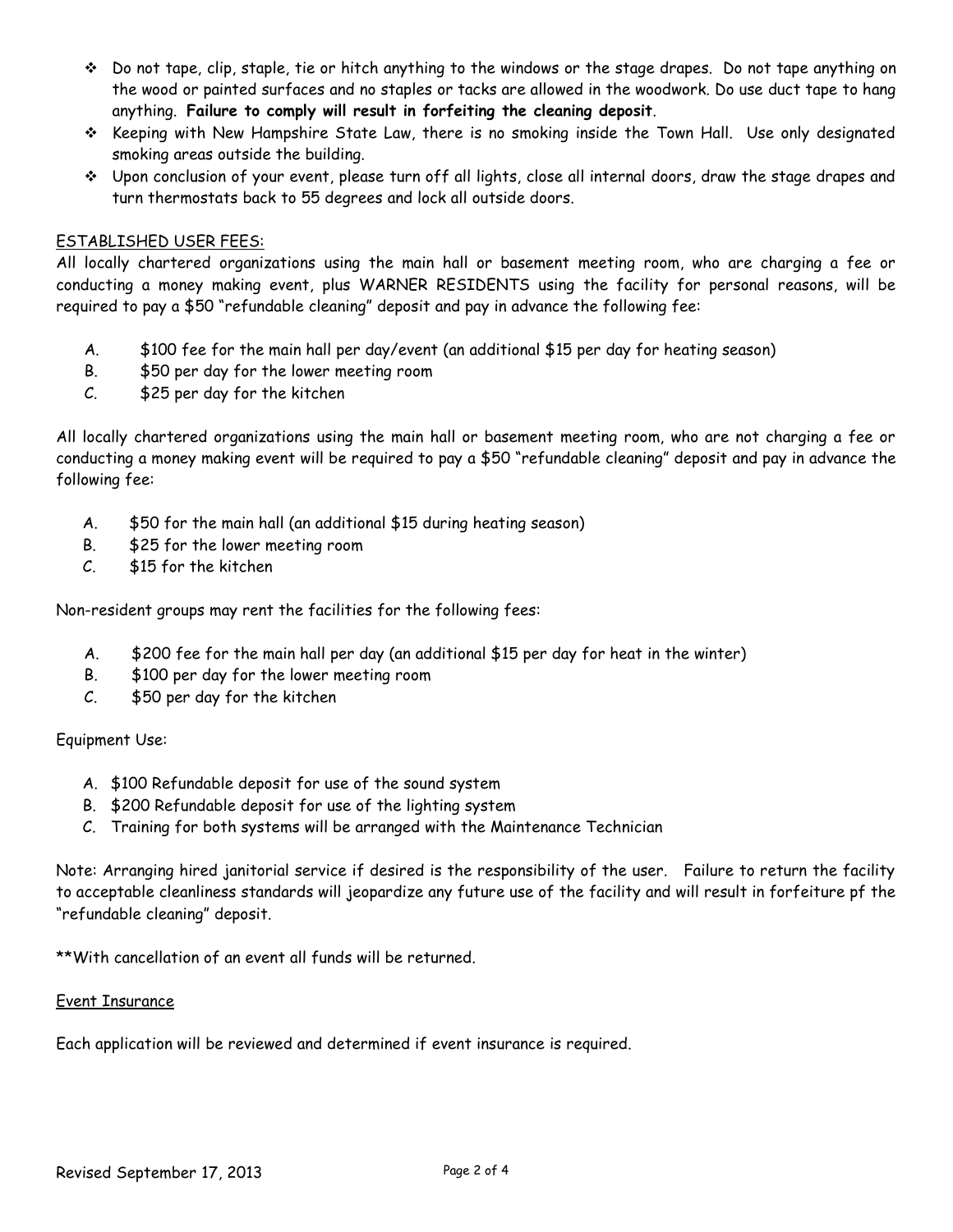- Do not tape, clip, staple, tie or hitch anything to the windows or the stage drapes. Do not tape anything on the wood or painted surfaces and no staples or tacks are allowed in the woodwork. Do use duct tape to hang anything. **Failure to comply will result in forfeiting the cleaning deposit**.
- Keeping with New Hampshire State Law, there is no smoking inside the Town Hall. Use only designated smoking areas outside the building.
- Upon conclusion of your event, please turn off all lights, close all internal doors, draw the stage drapes and turn thermostats back to 55 degrees and lock all outside doors.

ESTABLISHED USER FEES:

All locally chartered organizations using the main hall or basement meeting room, who are charging a fee or conducting a money making event, plus WARNER RESIDENTS using the facility for personal reasons, will be required to pay a $50 "refundable cleaning" deposit and pay in advance the following fee:

A. $100 fee for the main hall per day/event (an additional $15 per day for heating season)
B. $50 per day for the lower meeting room
C. $25 per day for the kitchen

All locally chartered organizations using the main hall or basement meeting room, who are not charging a fee or conducting a money making event will be required to pay a $50 "refundable cleaning" deposit and pay in advance the following fee:

A. $50 for the main hall (an additional $15 during heating season)
B. $25 for the lower meeting room
C. $15 for the kitchen

Non-resident groups may rent the facilities for the following fees:

A. $200 fee for the main hall per day (an additional $15 per day for heat in the winter)
B. $100 per day for the lower meeting room
C. $50 per day for the kitchen

Equipment Use:

A. $100 Refundable deposit for use of the sound system
B. $200 Refundable deposit for use of the lighting system
C. Training for both systems will be arranged with the Maintenance Technician

Note: Arranging hired janitorial service if desired is the responsibility of the user. Failure to return the facility to acceptable cleanliness standards will jeopardize any future use of the facility and will result in forfeiture pf the "refundable cleaning" deposit.

**With cancellation of an event all funds will be returned.

Event Insurance

Each application will be reviewed and determined if event insurance is required.

Revised September 17, 2013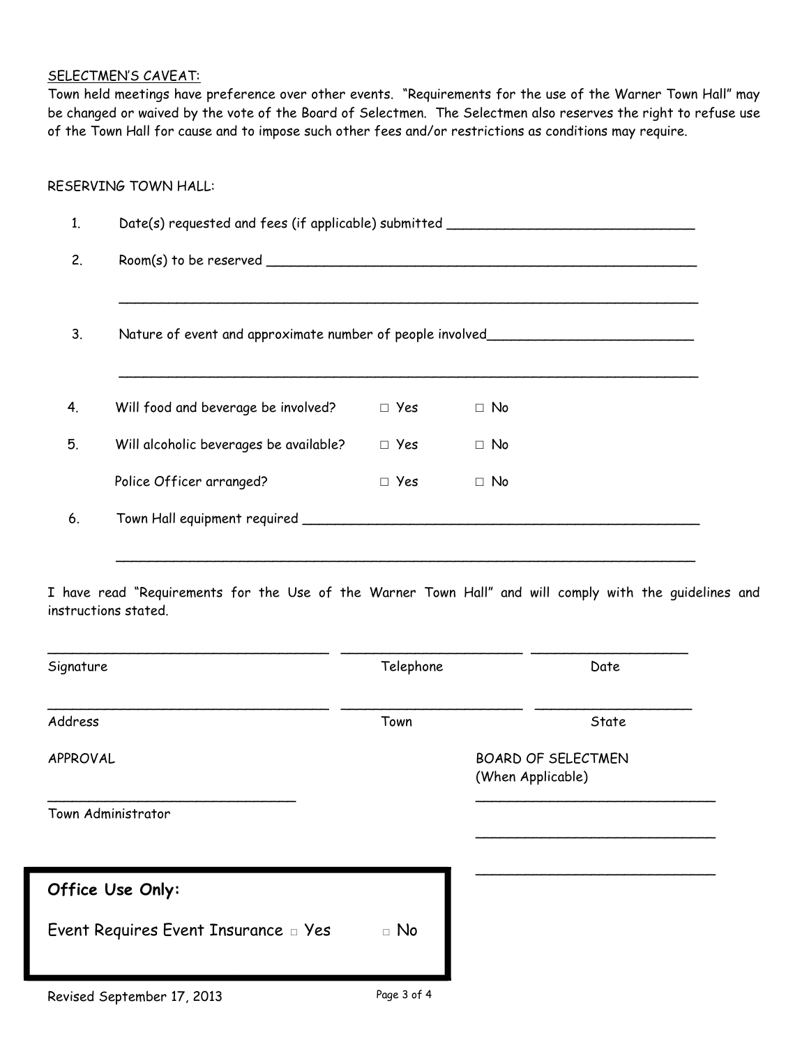SELECTMEN'S CAVEAT:

Town held meetings have preference over other events. "Requirements for the use of the Warner Town Hall" may be changed or waived by the vote of the Board of Selectmen. The Selectmen also reserves the right to refuse use of the Town Hall for cause and to impose such other fees and/or restrictions as conditions may require.

RESERVING TOWN HALL:

1. Date(s) requested and fees (if applicable) submitted ______________________________

2. Room(s) to be reserved ________________________________________________________

   ________________________________________________________________________

3. Nature of event and approximate number of people involved_________________________

   ________________________________________________________________________

4. Will food and beverage be involved? □ Yes □ No

5. Will alcoholic beverages be available? □ Yes □ No

   Police Officer arranged? □ Yes □ No

6. Town Hall equipment required __________________________________________________

   ________________________________________________________________________

I have read "Requirements for the Use of the Warner Town Hall" and will comply with the guidelines and instructions stated.

| ____________________________ | ____________________ | ____________________ |
|---|---|---|
| Signature | Telephone | Date |
| ____________________________ | ____________________ | ____________________ |
| Address | Town | State |

APPROVAL

______________________________

Town Administrator

BOARD OF SELECTMEN
(When Applicable)

______________________________

______________________________

______________________________

**Office Use Only:**

Event Requires Event Insurance □ Yes □ No

Revised September 17, 2013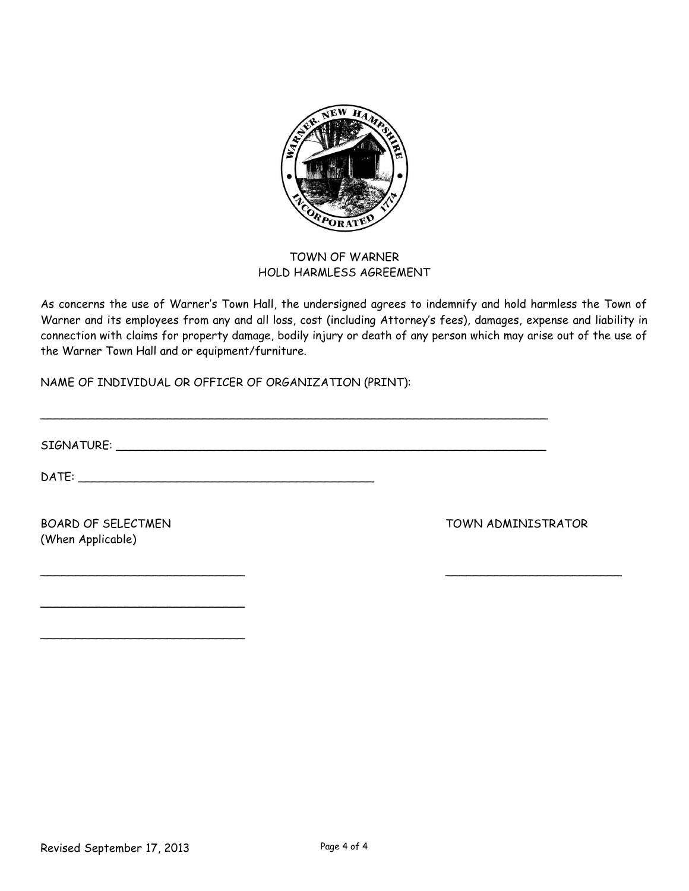# TOWN OF WARNER
## HOLD HARMLESS AGREEMENT

As concerns the use of Warner's Town Hall, the undersigned agrees to indemnify and hold harmless the Town of Warner and its employees from any and all loss, cost (including Attorney's fees), damages, expense and liability in connection with claims for property damage, bodily injury or death of any person which may arise out of the use of the Warner Town Hall and or equipment/furniture.

NAME OF INDIVIDUAL OR OFFICER OF ORGANIZATION (PRINT):

_______________________________________________________________

SIGNATURE: _______________________________________________________

DATE: ____________________________________

BOARD OF SELECTMEN
(When Applicable)

_________________________

_________________________

_________________________

TOWN ADMINISTRATOR

_________________________

Revised September 17, 2013